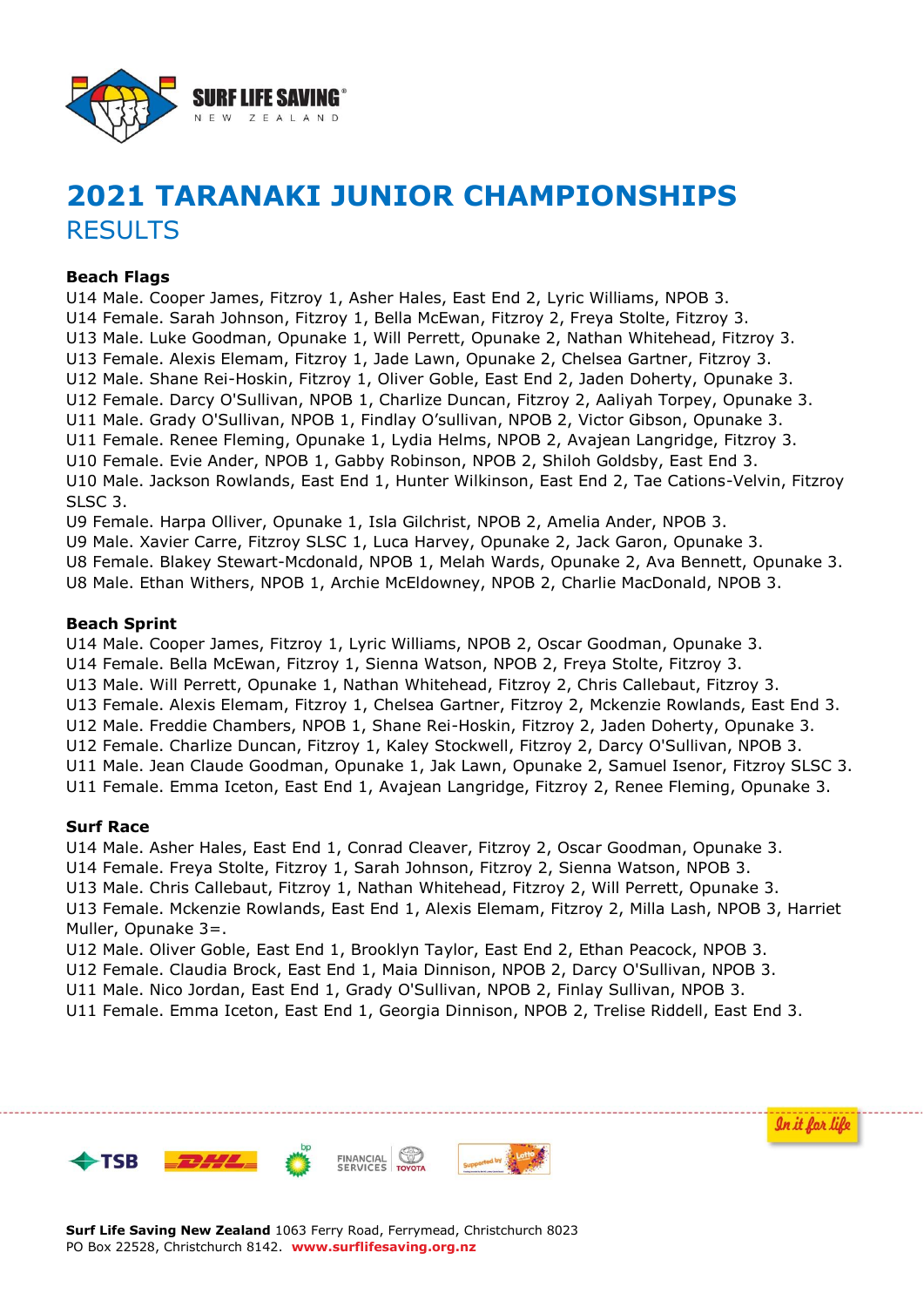# 2021 TARANAKI JUNIOR CHAMPIONSHIPS

## RESULTS

**Beach Flags**

U14 Male. Cooper James, Fitzroy 1, Asher Hales, East End 2, Lyric Williams, NPOB 3.
U14 Female. Sarah Johnson, Fitzroy 1, Bella McEwan, Fitzroy 2, Freya Stolte, Fitzroy 3.
U13 Male. Luke Goodman, Opunake 1, Will Perrett, Opunake 2, Nathan Whitehead, Fitzroy 3.
U13 Female. Alexis Elemam, Fitzroy 1, Jade Lawn, Opunake 2, Chelsea Gartner, Fitzroy 3.
U12 Male. Shane Rei-Hoskin, Fitzroy 1, Oliver Goble, East End 2, Jaden Doherty, Opunake 3.
U12 Female. Darcy O'Sullivan, NPOB 1, Charlize Duncan, Fitzroy 2, Aaliyah Torpey, Opunake 3.
U11 Male. Grady O'Sullivan, NPOB 1, Findlay O'sullivan, NPOB 2, Victor Gibson, Opunake 3.
U11 Female. Renee Fleming, Opunake 1, Lydia Helms, NPOB 2, Avajean Langridge, Fitzroy 3.
U10 Female. Evie Ander, NPOB 1, Gabby Robinson, NPOB 2, Shiloh Goldsby, East End 3.
U10 Male. Jackson Rowlands, East End 1, Hunter Wilkinson, East End 2, Tae Cations-Velvin, Fitzroy SLSC 3.
U9 Female. Harpa Olliver, Opunake 1, Isla Gilchrist, NPOB 2, Amelia Ander, NPOB 3.
U9 Male. Xavier Carre, Fitzroy SLSC 1, Luca Harvey, Opunake 2, Jack Garon, Opunake 3.
U8 Female. Blakey Stewart-Mcdonald, NPOB 1, Melah Wards, Opunake 2, Ava Bennett, Opunake 3.
U8 Male. Ethan Withers, NPOB 1, Archie McEldowney, NPOB 2, Charlie MacDonald, NPOB 3.

**Beach Sprint**

U14 Male. Cooper James, Fitzroy 1, Lyric Williams, NPOB 2, Oscar Goodman, Opunake 3.
U14 Female. Bella McEwan, Fitzroy 1, Sienna Watson, NPOB 2, Freya Stolte, Fitzroy 3.
U13 Male. Will Perrett, Opunake 1, Nathan Whitehead, Fitzroy 2, Chris Callebaut, Fitzroy 3.
U13 Female. Alexis Elemam, Fitzroy 1, Chelsea Gartner, Fitzroy 2, Mckenzie Rowlands, East End 3.
U12 Male. Freddie Chambers, NPOB 1, Shane Rei-Hoskin, Fitzroy 2, Jaden Doherty, Opunake 3.
U12 Female. Charlize Duncan, Fitzroy 1, Kaley Stockwell, Fitzroy 2, Darcy O'Sullivan, NPOB 3.
U11 Male. Jean Claude Goodman, Opunake 1, Jak Lawn, Opunake 2, Samuel Isenor, Fitzroy SLSC 3.
U11 Female. Emma Iceton, East End 1, Avajean Langridge, Fitzroy 2, Renee Fleming, Opunake 3.

**Surf Race**

U14 Male. Asher Hales, East End 1, Conrad Cleaver, Fitzroy 2, Oscar Goodman, Opunake 3.
U14 Female. Freya Stolte, Fitzroy 1, Sarah Johnson, Fitzroy 2, Sienna Watson, NPOB 3.
U13 Male. Chris Callebaut, Fitzroy 1, Nathan Whitehead, Fitzroy 2, Will Perrett, Opunake 3.
U13 Female. Mckenzie Rowlands, East End 1, Alexis Elemam, Fitzroy 2, Milla Lash, NPOB 3, Harriet Muller, Opunake 3=.
U12 Male. Oliver Goble, East End 1, Brooklyn Taylor, East End 2, Ethan Peacock, NPOB 3.
U12 Female. Claudia Brock, East End 1, Maia Dinnison, NPOB 2, Darcy O'Sullivan, NPOB 3.
U11 Male. Nico Jordan, East End 1, Grady O'Sullivan, NPOB 2, Finlay Sullivan, NPOB 3.
U11 Female. Emma Iceton, East End 1, Georgia Dinnison, NPOB 2, Trelise Riddell, East End 3.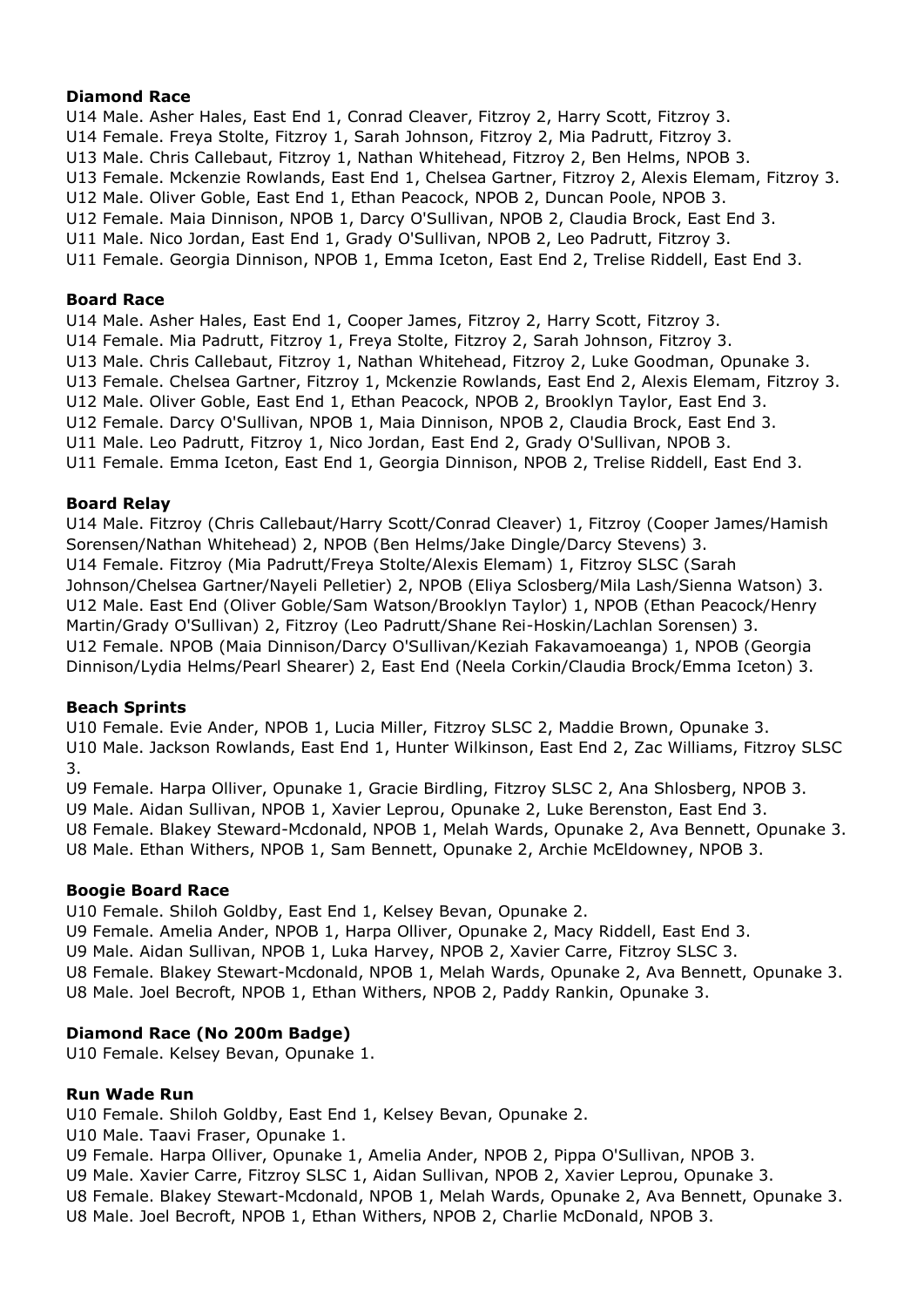**Diamond Race**

U14 Male. Asher Hales, East End 1, Conrad Cleaver, Fitzroy 2, Harry Scott, Fitzroy 3.
U14 Female. Freya Stolte, Fitzroy 1, Sarah Johnson, Fitzroy 2, Mia Padrutt, Fitzroy 3.
U13 Male. Chris Callebaut, Fitzroy 1, Nathan Whitehead, Fitzroy 2, Ben Helms, NPOB 3.
U13 Female. Mckenzie Rowlands, East End 1, Chelsea Gartner, Fitzroy 2, Alexis Elemam, Fitzroy 3.
U12 Male. Oliver Goble, East End 1, Ethan Peacock, NPOB 2, Duncan Poole, NPOB 3.
U12 Female. Maia Dinnison, NPOB 1, Darcy O'Sullivan, NPOB 2, Claudia Brock, East End 3.
U11 Male. Nico Jordan, East End 1, Grady O'Sullivan, NPOB 2, Leo Padrutt, Fitzroy 3.
U11 Female. Georgia Dinnison, NPOB 1, Emma Iceton, East End 2, Trelise Riddell, East End 3.

**Board Race**

U14 Male. Asher Hales, East End 1, Cooper James, Fitzroy 2, Harry Scott, Fitzroy 3.
U14 Female. Mia Padrutt, Fitzroy 1, Freya Stolte, Fitzroy 2, Sarah Johnson, Fitzroy 3.
U13 Male. Chris Callebaut, Fitzroy 1, Nathan Whitehead, Fitzroy 2, Luke Goodman, Opunake 3.
U13 Female. Chelsea Gartner, Fitzroy 1, Mckenzie Rowlands, East End 2, Alexis Elemam, Fitzroy 3.
U12 Male. Oliver Goble, East End 1, Ethan Peacock, NPOB 2, Brooklyn Taylor, East End 3.
U12 Female. Darcy O'Sullivan, NPOB 1, Maia Dinnison, NPOB 2, Claudia Brock, East End 3.
U11 Male. Leo Padrutt, Fitzroy 1, Nico Jordan, East End 2, Grady O'Sullivan, NPOB 3.
U11 Female. Emma Iceton, East End 1, Georgia Dinnison, NPOB 2, Trelise Riddell, East End 3.

**Board Relay**

U14 Male. Fitzroy (Chris Callebaut/Harry Scott/Conrad Cleaver) 1, Fitzroy (Cooper James/Hamish Sorensen/Nathan Whitehead) 2, NPOB (Ben Helms/Jake Dingle/Darcy Stevens) 3.
U14 Female. Fitzroy (Mia Padrutt/Freya Stolte/Alexis Elemam) 1, Fitzroy SLSC (Sarah Johnson/Chelsea Gartner/Nayeli Pelletier) 2, NPOB (Eliya Sclosberg/Mila Lash/Sienna Watson) 3.
U12 Male. East End (Oliver Goble/Sam Watson/Brooklyn Taylor) 1, NPOB (Ethan Peacock/Henry Martin/Grady O'Sullivan) 2, Fitzroy (Leo Padrutt/Shane Rei-Hoskin/Lachlan Sorensen) 3.
U12 Female. NPOB (Maia Dinnison/Darcy O'Sullivan/Keziah Fakavamoeanga) 1, NPOB (Georgia Dinnison/Lydia Helms/Pearl Shearer) 2, East End (Neela Corkin/Claudia Brock/Emma Iceton) 3.

**Beach Sprints**

U10 Female. Evie Ander, NPOB 1, Lucia Miller, Fitzroy SLSC 2, Maddie Brown, Opunake 3.
U10 Male. Jackson Rowlands, East End 1, Hunter Wilkinson, East End 2, Zac Williams, Fitzroy SLSC 3.
U9 Female. Harpa Olliver, Opunake 1, Gracie Birdling, Fitzroy SLSC 2, Ana Shlosberg, NPOB 3.
U9 Male. Aidan Sullivan, NPOB 1, Xavier Leprou, Opunake 2, Luke Berenston, East End 3.
U8 Female. Blakey Steward-Mcdonald, NPOB 1, Melah Wards, Opunake 2, Ava Bennett, Opunake 3.
U8 Male. Ethan Withers, NPOB 1, Sam Bennett, Opunake 2, Archie McEldowney, NPOB 3.

**Boogie Board Race**

U10 Female. Shiloh Goldby, East End 1, Kelsey Bevan, Opunake 2.
U9 Female. Amelia Ander, NPOB 1, Harpa Olliver, Opunake 2, Macy Riddell, East End 3.
U9 Male. Aidan Sullivan, NPOB 1, Luka Harvey, NPOB 2, Xavier Carre, Fitzroy SLSC 3.
U8 Female. Blakey Stewart-Mcdonald, NPOB 1, Melah Wards, Opunake 2, Ava Bennett, Opunake 3.
U8 Male. Joel Becroft, NPOB 1, Ethan Withers, NPOB 2, Paddy Rankin, Opunake 3.

**Diamond Race (No 200m Badge)**

U10 Female. Kelsey Bevan, Opunake 1.

**Run Wade Run**

U10 Female. Shiloh Goldby, East End 1, Kelsey Bevan, Opunake 2.
U10 Male. Taavi Fraser, Opunake 1.
U9 Female. Harpa Olliver, Opunake 1, Amelia Ander, NPOB 2, Pippa O'Sullivan, NPOB 3.
U9 Male. Xavier Carre, Fitzroy SLSC 1, Aidan Sullivan, NPOB 2, Xavier Leprou, Opunake 3.
U8 Female. Blakey Stewart-Mcdonald, NPOB 1, Melah Wards, Opunake 2, Ava Bennett, Opunake 3.
U8 Male. Joel Becroft, NPOB 1, Ethan Withers, NPOB 2, Charlie McDonald, NPOB 3.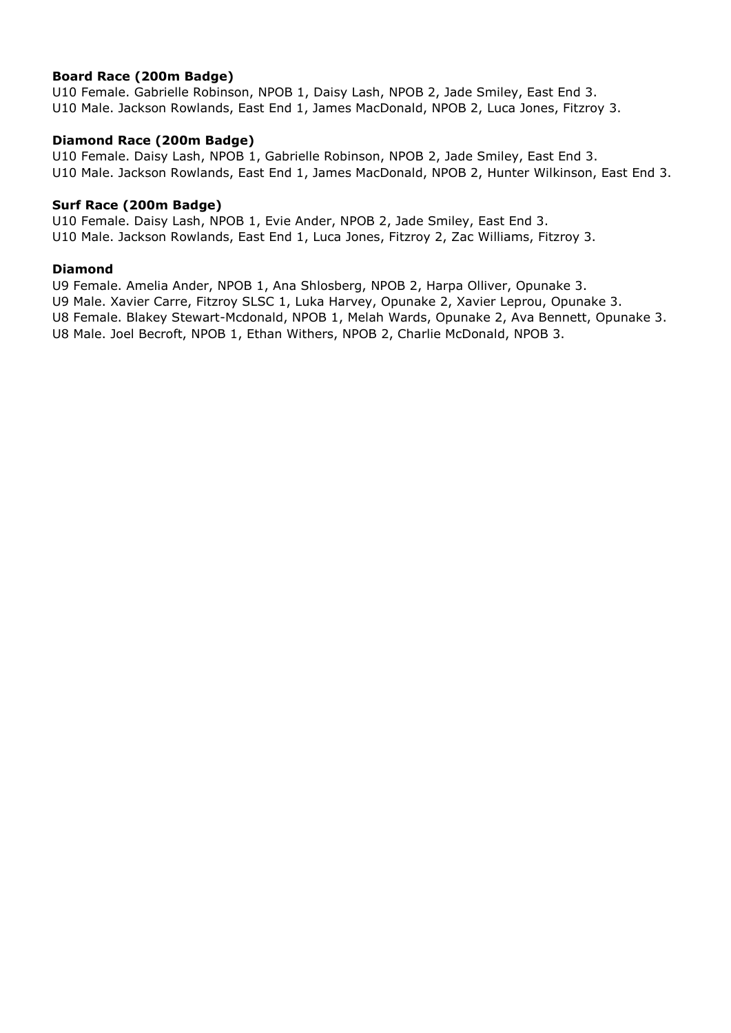**Board Race (200m Badge)**

U10 Female. Gabrielle Robinson, NPOB 1, Daisy Lash, NPOB 2, Jade Smiley, East End 3.
U10 Male. Jackson Rowlands, East End 1, James MacDonald, NPOB 2, Luca Jones, Fitzroy 3.

**Diamond Race (200m Badge)**

U10 Female. Daisy Lash, NPOB 1, Gabrielle Robinson, NPOB 2, Jade Smiley, East End 3.
U10 Male. Jackson Rowlands, East End 1, James MacDonald, NPOB 2, Hunter Wilkinson, East End 3.

**Surf Race (200m Badge)**

U10 Female. Daisy Lash, NPOB 1, Evie Ander, NPOB 2, Jade Smiley, East End 3.
U10 Male. Jackson Rowlands, East End 1, Luca Jones, Fitzroy 2, Zac Williams, Fitzroy 3.

**Diamond**

U9 Female. Amelia Ander, NPOB 1, Ana Shlosberg, NPOB 2, Harpa Olliver, Opunake 3.
U9 Male. Xavier Carre, Fitzroy SLSC 1, Luka Harvey, Opunake 2, Xavier Leprou, Opunake 3.
U8 Female. Blakey Stewart-Mcdonald, NPOB 1, Melah Wards, Opunake 2, Ava Bennett, Opunake 3.
U8 Male. Joel Becroft, NPOB 1, Ethan Withers, NPOB 2, Charlie McDonald, NPOB 3.